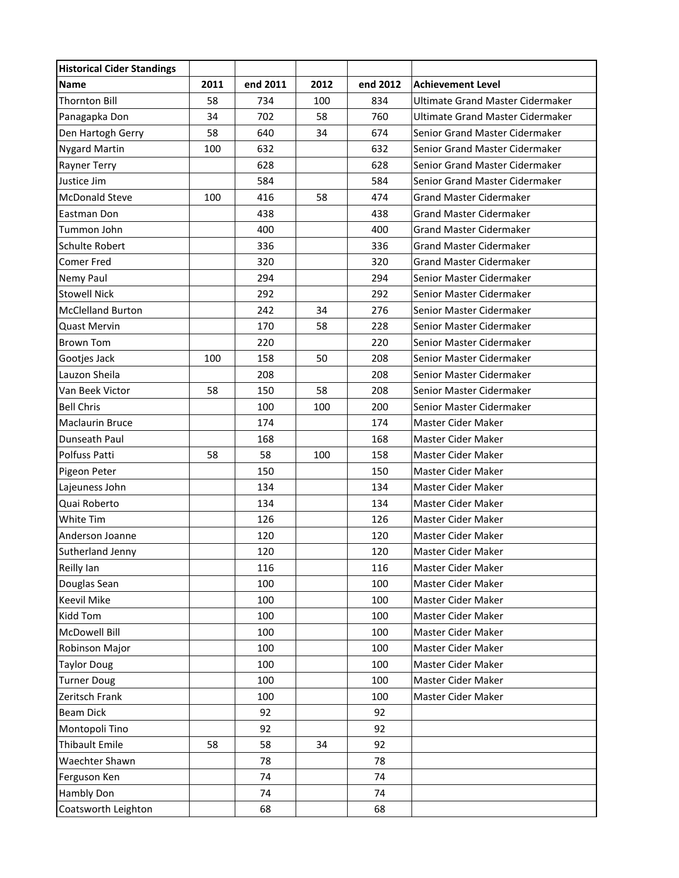| Historical Cider Standings | | | | | |
|---|---|---|---|---|---|
| **Name** | **2011** | **end 2011** | **2012** | **end 2012** | **Achievement Level** |
| Thornton Bill | 58 | 734 | 100 | 834 | Ultimate Grand Master Cidermaker |
| Panagapka Don | 34 | 702 | 58 | 760 | Ultimate Grand Master Cidermaker |
| Den Hartogh Gerry | 58 | 640 | 34 | 674 | Senior Grand Master Cidermaker |
| Nygard Martin | 100 | 632 | | 632 | Senior Grand Master Cidermaker |
| Rayner Terry | | 628 | | 628 | Senior Grand Master Cidermaker |
| Justice Jim | | 584 | | 584 | Senior Grand Master Cidermaker |
| McDonald Steve | 100 | 416 | 58 | 474 | Grand Master Cidermaker |
| Eastman Don | | 438 | | 438 | Grand Master Cidermaker |
| Tummon John | | 400 | | 400 | Grand Master Cidermaker |
| Schulte Robert | | 336 | | 336 | Grand Master Cidermaker |
| Comer Fred | | 320 | | 320 | Grand Master Cidermaker |
| Nemy Paul | | 294 | | 294 | Senior Master Cidermaker |
| Stowell Nick | | 292 | | 292 | Senior Master Cidermaker |
| McClelland Burton | | 242 | 34 | 276 | Senior Master Cidermaker |
| Quast Mervin | | 170 | 58 | 228 | Senior Master Cidermaker |
| Brown Tom | | 220 | | 220 | Senior Master Cidermaker |
| Gootjes Jack | 100 | 158 | 50 | 208 | Senior Master Cidermaker |
| Lauzon Sheila | | 208 | | 208 | Senior Master Cidermaker |
| Van Beek Victor | 58 | 150 | 58 | 208 | Senior Master Cidermaker |
| Bell Chris | | 100 | 100 | 200 | Senior Master Cidermaker |
| Maclaurin Bruce | | 174 | | 174 | Master Cider Maker |
| Dunseath Paul | | 168 | | 168 | Master Cider Maker |
| Polfuss Patti | 58 | 58 | 100 | 158 | Master Cider Maker |
| Pigeon Peter | | 150 | | 150 | Master Cider Maker |
| Lajeuness John | | 134 | | 134 | Master Cider Maker |
| Quai Roberto | | 134 | | 134 | Master Cider Maker |
| White Tim | | 126 | | 126 | Master Cider Maker |
| Anderson Joanne | | 120 | | 120 | Master Cider Maker |
| Sutherland Jenny | | 120 | | 120 | Master Cider Maker |
| Reilly Ian | | 116 | | 116 | Master Cider Maker |
| Douglas Sean | | 100 | | 100 | Master Cider Maker |
| Keevil Mike | | 100 | | 100 | Master Cider Maker |
| Kidd Tom | | 100 | | 100 | Master Cider Maker |
| McDowell Bill | | 100 | | 100 | Master Cider Maker |
| Robinson Major | | 100 | | 100 | Master Cider Maker |
| Taylor Doug | | 100 | | 100 | Master Cider Maker |
| Turner Doug | | 100 | | 100 | Master Cider Maker |
| Zeritsch Frank | | 100 | | 100 | Master Cider Maker |
| Beam Dick | | 92 | | 92 | |
| Montopoli Tino | | 92 | | 92 | |
| Thibault Emile | 58 | 58 | 34 | 92 | |
| Waechter Shawn | | 78 | | 78 | |
| Ferguson Ken | | 74 | | 74 | |
| Hambly Don | | 74 | | 74 | |
| Coatsworth Leighton | | 68 | | 68 | |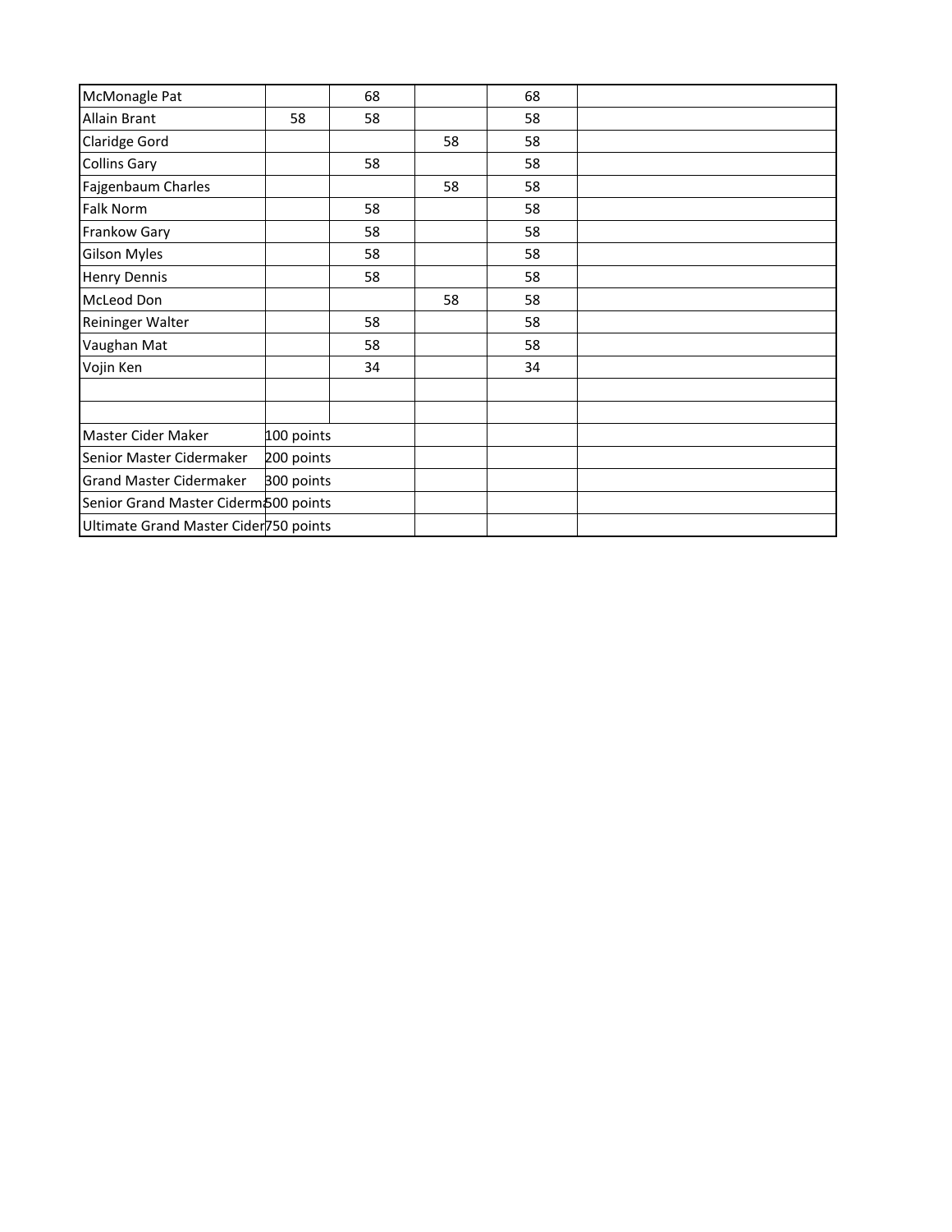| | | | | | |
|---|---|---|---|---|---|
| McMonagle Pat | | 68 | | 68 | |
| Allain Brant | 58 | 58 | | 58 | |
| Claridge Gord | | | 58 | 58 | |
| Collins Gary | | 58 | | 58 | |
| Fajgenbaum Charles | | | 58 | 58 | |
| Falk Norm | | 58 | | 58 | |
| Frankow Gary | | 58 | | 58 | |
| Gilson Myles | | 58 | | 58 | |
| Henry Dennis | | 58 | | 58 | |
| McLeod Don | | | 58 | 58 | |
| Reininger Walter | | 58 | | 58 | |
| Vaughan Mat | | 58 | | 58 | |
| Vojin Ken | | 34 | | 34 | |
| | | | | | |
| | | | | | |
| Master Cider Maker | 100 points | | | | |
| Senior Master Cidermaker | 200 points | | | | |
| Grand Master Cidermaker | 300 points | | | | |
| Senior Grand Master Ciderma | 500 points | | | | |
| Ultimate Grand Master Cider | 750 points | | | | |